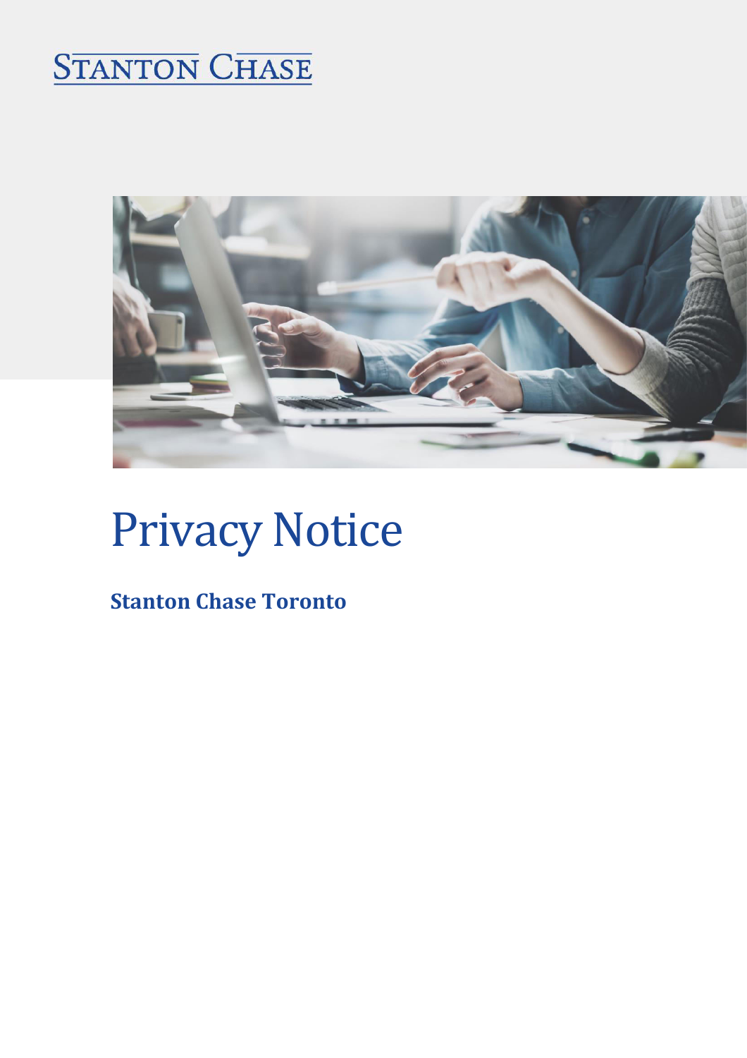STANTON CHASE

# Privacy Notice

**Stanton Chase Toronto**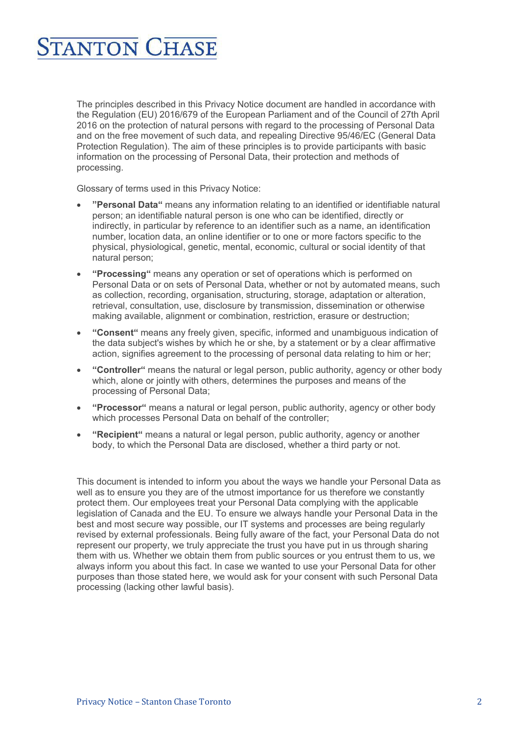The principles described in this Privacy Notice document are handled in accordance with the Regulation (EU) 2016/679 of the European Parliament and of the Council of 27th April 2016 on the protection of natural persons with regard to the processing of Personal Data and on the free movement of such data, and repealing Directive 95/46/EC (General Data Protection Regulation). The aim of these principles is to provide participants with basic information on the processing of Personal Data, their protection and methods of processing.

Glossary of terms used in this Privacy Notice:

- **"Personal Data"** means any information relating to an identified or identifiable natural person; an identifiable natural person is one who can be identified, directly or indirectly, in particular by reference to an identifier such as a name, an identification number, location data, an online identifier or to one or more factors specific to the physical, physiological, genetic, mental, economic, cultural or social identity of that natural person;
- **"Processing"** means any operation or set of operations which is performed on Personal Data or on sets of Personal Data, whether or not by automated means, such as collection, recording, organisation, structuring, storage, adaptation or alteration, retrieval, consultation, use, disclosure by transmission, dissemination or otherwise making available, alignment or combination, restriction, erasure or destruction;
- **"Consent"** means any freely given, specific, informed and unambiguous indication of the data subject's wishes by which he or she, by a statement or by a clear affirmative action, signifies agreement to the processing of personal data relating to him or her;
- **"Controller"** means the natural or legal person, public authority, agency or other body which, alone or jointly with others, determines the purposes and means of the processing of Personal Data;
- **"Processor"** means a natural or legal person, public authority, agency or other body which processes Personal Data on behalf of the controller;
- **"Recipient"** means a natural or legal person, public authority, agency or another body, to which the Personal Data are disclosed, whether a third party or not.

This document is intended to inform you about the ways we handle your Personal Data as well as to ensure you they are of the utmost importance for us therefore we constantly protect them. Our employees treat your Personal Data complying with the applicable legislation of Canada and the EU. To ensure we always handle your Personal Data in the best and most secure way possible, our IT systems and processes are being regularly revised by external professionals. Being fully aware of the fact, your Personal Data do not represent our property, we truly appreciate the trust you have put in us through sharing them with us. Whether we obtain them from public sources or you entrust them to us, we always inform you about this fact. In case we wanted to use your Personal Data for other purposes than those stated here, we would ask for your consent with such Personal Data processing (lacking other lawful basis).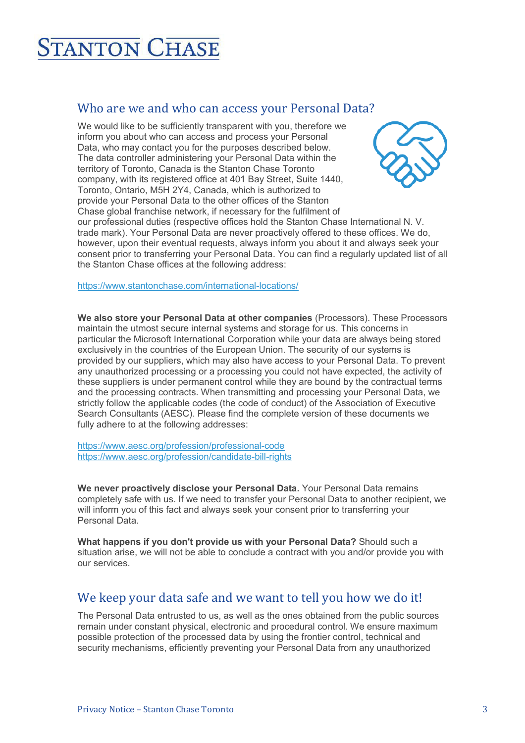## Who are we and who can access your Personal Data?

We would like to be sufficiently transparent with you, therefore we inform you about who can access and process your Personal Data, who may contact you for the purposes described below. The data controller administering your Personal Data within the territory of Toronto, Canada is the Stanton Chase Toronto company, with its registered office at 401 Bay Street, Suite 1440, Toronto, Ontario, M5H 2Y4, Canada, which is authorized to provide your Personal Data to the other offices of the Stanton Chase global franchise network, if necessary for the fulfilment of our professional duties (respective offices hold the Stanton Chase International N. V. trade mark). Your Personal Data are never proactively offered to these offices. We do, however, upon their eventual requests, always inform you about it and always seek your consent prior to transferring your Personal Data. You can find a regularly updated list of all the Stanton Chase offices at the following address:

https://www.stantonchase.com/international-locations/

**We also store your Personal Data at other companies** (Processors). These Processors maintain the utmost secure internal systems and storage for us. This concerns in particular the Microsoft International Corporation while your data are always being stored exclusively in the countries of the European Union. The security of our systems is provided by our suppliers, which may also have access to your Personal Data. To prevent any unauthorized processing or a processing you could not have expected, the activity of these suppliers is under permanent control while they are bound by the contractual terms and the processing contracts. When transmitting and processing your Personal Data, we strictly follow the applicable codes (the code of conduct) of the Association of Executive Search Consultants (AESC). Please find the complete version of these documents we fully adhere to at the following addresses:

https://www.aesc.org/profession/professional-code
https://www.aesc.org/profession/candidate-bill-rights

**We never proactively disclose your Personal Data.** Your Personal Data remains completely safe with us. If we need to transfer your Personal Data to another recipient, we will inform you of this fact and always seek your consent prior to transferring your Personal Data.

**What happens if you don't provide us with your Personal Data?** Should such a situation arise, we will not be able to conclude a contract with you and/or provide you with our services.

## We keep your data safe and we want to tell you how we do it!

The Personal Data entrusted to us, as well as the ones obtained from the public sources remain under constant physical, electronic and procedural control. We ensure maximum possible protection of the processed data by using the frontier control, technical and security mechanisms, efficiently preventing your Personal Data from any unauthorized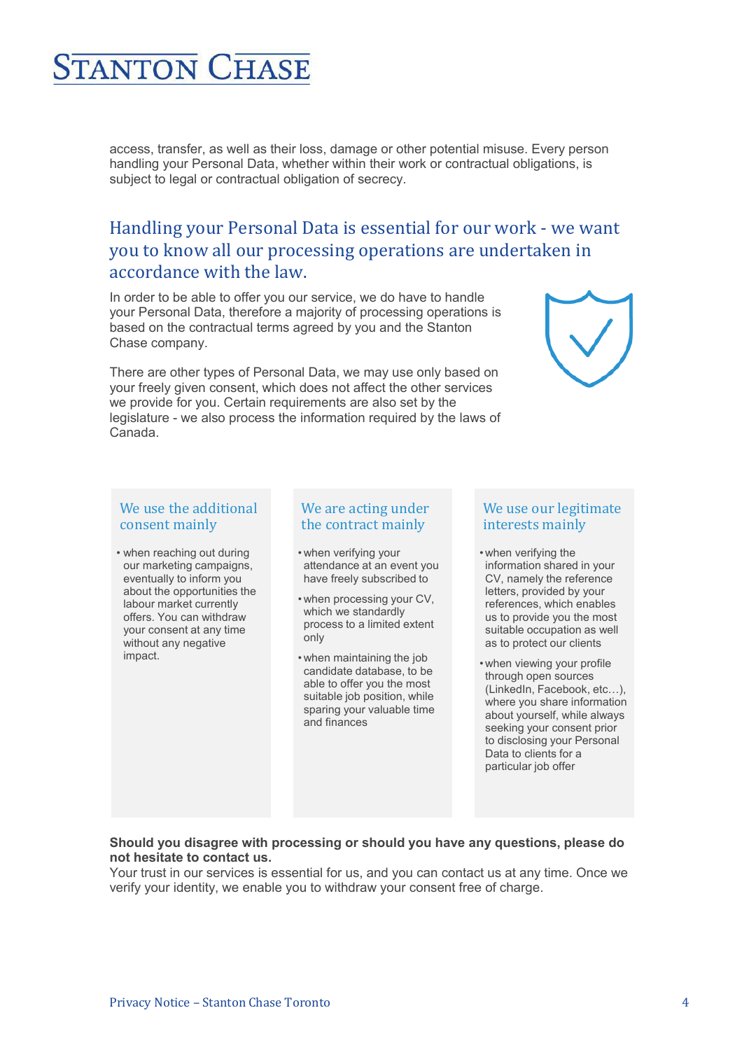access, transfer, as well as their loss, damage or other potential misuse. Every person handling your Personal Data, whether within their work or contractual obligations, is subject to legal or contractual obligation of secrecy.

## Handling your Personal Data is essential for our work - we want you to know all our processing operations are undertaken in accordance with the law.

In order to be able to offer you our service, we do have to handle your Personal Data, therefore a majority of processing operations is based on the contractual terms agreed by you and the Stanton Chase company.

There are other types of Personal Data, we may use only based on your freely given consent, which does not affect the other services we provide for you. Certain requirements are also set by the legislature - we also process the information required by the laws of Canada.

### We use the additional consent mainly

- when reaching out during our marketing campaigns, eventually to inform you about the opportunities the labour market currently offers. You can withdraw your consent at any time without any negative impact.

### We are acting under the contract mainly

- when verifying your attendance at an event you have freely subscribed to
- when processing your CV, which we standardly process to a limited extent only
- when maintaining the job candidate database, to be able to offer you the most suitable job position, while sparing your valuable time and finances

### We use our legitimate interests mainly

- when verifying the information shared in your CV, namely the reference letters, provided by your references, which enables us to provide you the most suitable occupation as well as to protect our clients
- when viewing your profile through open sources (LinkedIn, Facebook, etc…), where you share information about yourself, while always seeking your consent prior to disclosing your Personal Data to clients for a particular job offer

**Should you disagree with processing or should you have any questions, please do not hesitate to contact us.**
Your trust in our services is essential for us, and you can contact us at any time. Once we verify your identity, we enable you to withdraw your consent free of charge.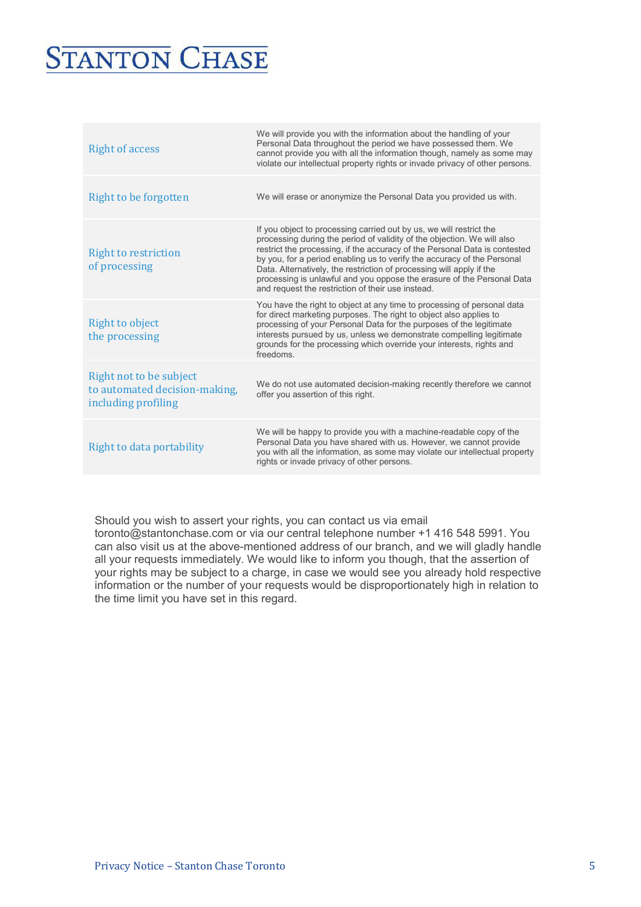| | |
|---|---|
| Right of access | We will provide you with the information about the handling of your Personal Data throughout the period we have possessed them. We cannot provide you with all the information though, namely as some may violate our intellectual property rights or invade privacy of other persons. |
| Right to be forgotten | We will erase or anonymize the Personal Data you provided us with. |
| Right to restriction of processing | If you object to processing carried out by us, we will restrict the processing during the period of validity of the objection. We will also restrict the processing, if the accuracy of the Personal Data is contested by you, for a period enabling us to verify the accuracy of the Personal Data. Alternatively, the restriction of processing will apply if the processing is unlawful and you oppose the erasure of the Personal Data and request the restriction of their use instead. |
| Right to object the processing | You have the right to object at any time to processing of personal data for direct marketing purposes. The right to object also applies to processing of your Personal Data for the purposes of the legitimate interests pursued by us, unless we demonstrate compelling legitimate grounds for the processing which override your interests, rights and freedoms. |
| Right not to be subject to automated decision-making, including profiling | We do not use automated decision-making recently therefore we cannot offer you assertion of this right. |
| Right to data portability | We will be happy to provide you with a machine-readable copy of the Personal Data you have shared with us. However, we cannot provide you with all the information, as some may violate our intellectual property rights or invade privacy of other persons. |

Should you wish to assert your rights, you can contact us via email toronto@stantonchase.com or via our central telephone number +1 416 548 5991. You can also visit us at the above-mentioned address of our branch, and we will gladly handle all your requests immediately. We would like to inform you though, that the assertion of your rights may be subject to a charge, in case we would see you already hold respective information or the number of your requests would be disproportionately high in relation to the time limit you have set in this regard.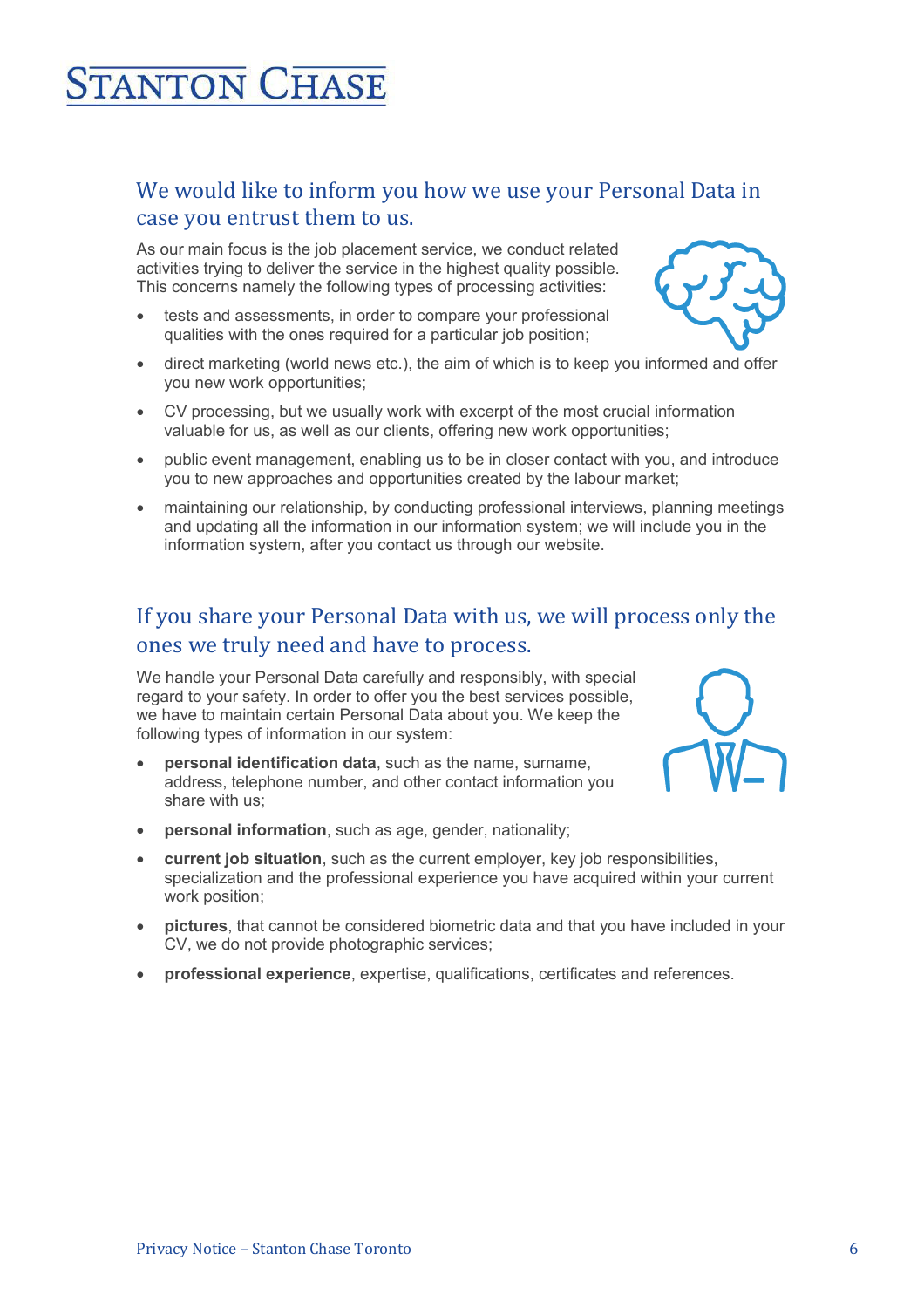## We would like to inform you how we use your Personal Data in case you entrust them to us.

As our main focus is the job placement service, we conduct related activities trying to deliver the service in the highest quality possible. This concerns namely the following types of processing activities:

- tests and assessments, in order to compare your professional qualities with the ones required for a particular job position;
- direct marketing (world news etc.), the aim of which is to keep you informed and offer you new work opportunities;
- CV processing, but we usually work with excerpt of the most crucial information valuable for us, as well as our clients, offering new work opportunities;
- public event management, enabling us to be in closer contact with you, and introduce you to new approaches and opportunities created by the labour market;
- maintaining our relationship, by conducting professional interviews, planning meetings and updating all the information in our information system; we will include you in the information system, after you contact us through our website.

## If you share your Personal Data with us, we will process only the ones we truly need and have to process.

We handle your Personal Data carefully and responsibly, with special regard to your safety. In order to offer you the best services possible, we have to maintain certain Personal Data about you. We keep the following types of information in our system:

- **personal identification data**, such as the name, surname, address, telephone number, and other contact information you share with us;
- **personal information**, such as age, gender, nationality;
- **current job situation**, such as the current employer, key job responsibilities, specialization and the professional experience you have acquired within your current work position;
- **pictures**, that cannot be considered biometric data and that you have included in your CV, we do not provide photographic services;
- **professional experience**, expertise, qualifications, certificates and references.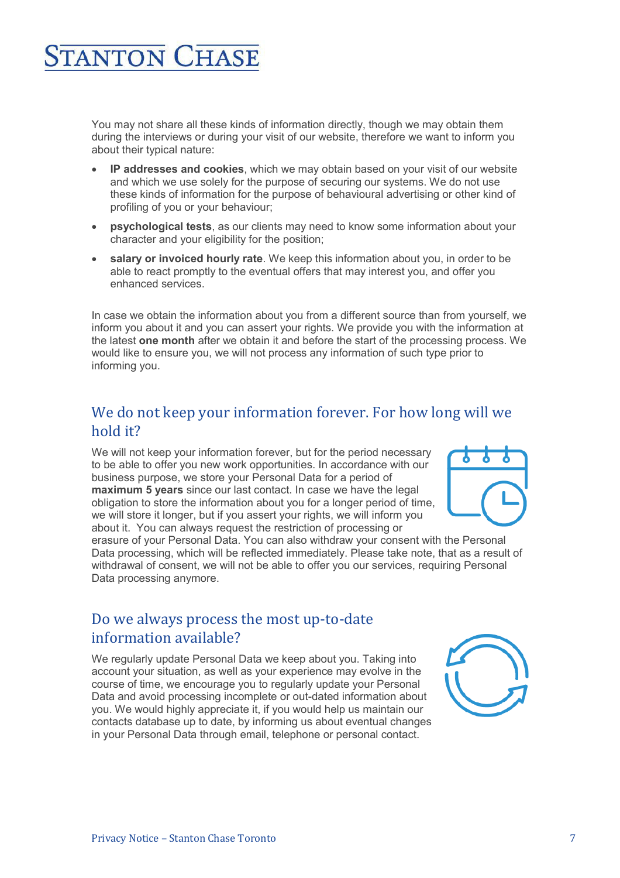You may not share all these kinds of information directly, though we may obtain them during the interviews or during your visit of our website, therefore we want to inform you about their typical nature:

- **IP addresses and cookies**, which we may obtain based on your visit of our website and which we use solely for the purpose of securing our systems. We do not use these kinds of information for the purpose of behavioural advertising or other kind of profiling of you or your behaviour;
- **psychological tests**, as our clients may need to know some information about your character and your eligibility for the position;
- **salary or invoiced hourly rate**. We keep this information about you, in order to be able to react promptly to the eventual offers that may interest you, and offer you enhanced services.

In case we obtain the information about you from a different source than from yourself, we inform you about it and you can assert your rights. We provide you with the information at the latest **one month** after we obtain it and before the start of the processing process. We would like to ensure you, we will not process any information of such type prior to informing you.

## We do not keep your information forever. For how long will we hold it?

We will not keep your information forever, but for the period necessary to be able to offer you new work opportunities. In accordance with our business purpose, we store your Personal Data for a period of **maximum 5 years** since our last contact. In case we have the legal obligation to store the information about you for a longer period of time, we will store it longer, but if you assert your rights, we will inform you about it. You can always request the restriction of processing or erasure of your Personal Data. You can also withdraw your consent with the Personal Data processing, which will be reflected immediately. Please take note, that as a result of withdrawal of consent, we will not be able to offer you our services, requiring Personal Data processing anymore.

## Do we always process the most up-to-date information available?

We regularly update Personal Data we keep about you. Taking into account your situation, as well as your experience may evolve in the course of time, we encourage you to regularly update your Personal Data and avoid processing incomplete or out-dated information about you. We would highly appreciate it, if you would help us maintain our contacts database up to date, by informing us about eventual changes in your Personal Data through email, telephone or personal contact.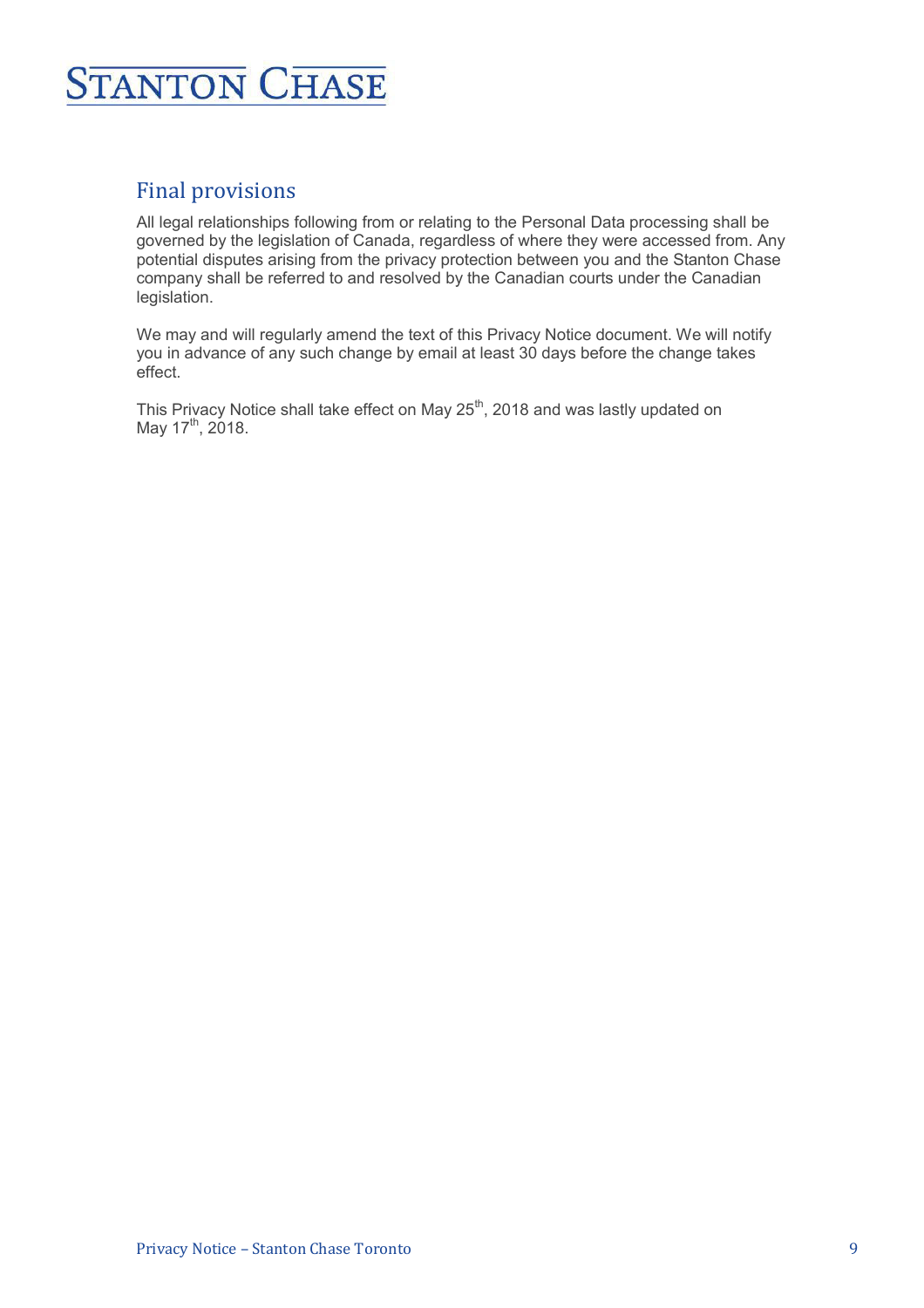## Final provisions

All legal relationships following from or relating to the Personal Data processing shall be governed by the legislation of Canada, regardless of where they were accessed from. Any potential disputes arising from the privacy protection between you and the Stanton Chase company shall be referred to and resolved by the Canadian courts under the Canadian legislation.

We may and will regularly amend the text of this Privacy Notice document. We will notify you in advance of any such change by email at least 30 days before the change takes effect.

This Privacy Notice shall take effect on May 25th, 2018 and was lastly updated on May 17th, 2018.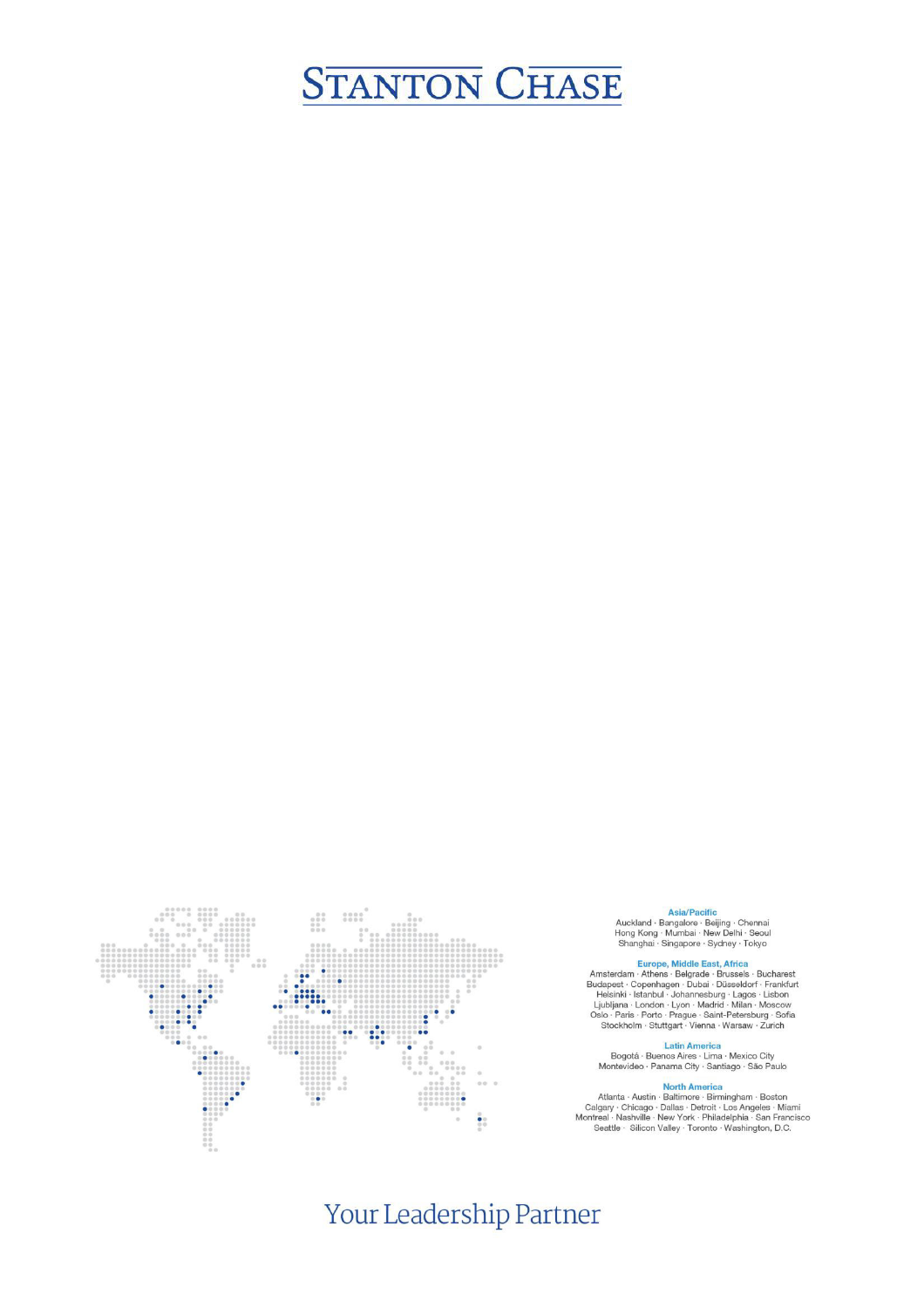# STANTON CHASE

**Asia/Pacific**

Auckland · Bangalore · Beijing · Chennai
Hong Kong · Mumbai · New Delhi · Seoul
Shanghai · Singapore · Sydney · Tokyo

**Europe, Middle East, Africa**

Amsterdam · Athens · Belgrade · Brussels · Bucharest
Budapest · Copenhagen · Dubai · Düsseldorf · Frankfurt
Helsinki · Istanbul · Johannesburg · Lagos · Lisbon
Ljubljana · London · Lyon · Madrid · Milan · Moscow
Oslo · Paris · Porto · Prague · Saint-Petersburg · Sofia
Stockholm · Stuttgart · Vienna · Warsaw · Zurich

**Latin America**

Bogotá · Buenos Aires · Lima · Mexico City
Montevideo · Panama City · Santiago · São Paulo

**North America**

Atlanta · Austin · Baltimore · Birmingham · Boston
Calgary · Chicago · Dallas · Detroit · Los Angeles · Miami
Montreal · Nashville · New York · Philadelphia · San Francisco
Seattle · Silicon Valley · Toronto · Washington, D.C.

Your Leadership Partner